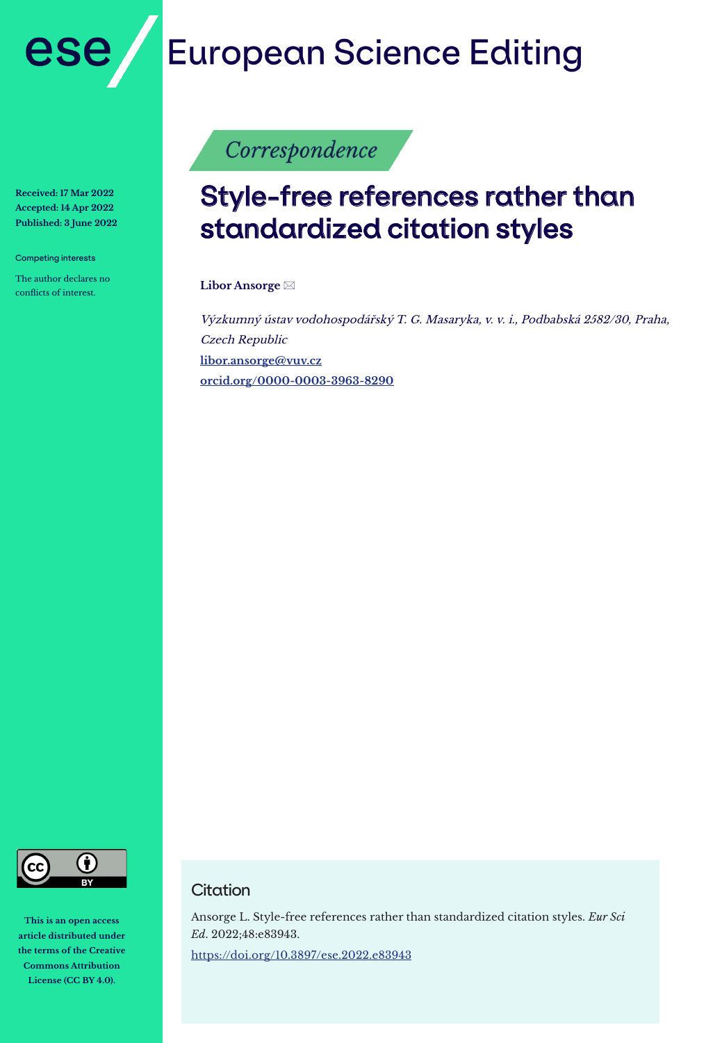# European Science Editing

*Correspondence*

# Style-free references rather than standardized citation styles

**Libor Ansorge**

*Výzkumný ústav vodohospodářský T. G. Masaryka, v. v. i., Podbabská 2582/30, Praha, Czech Republic*

libor.ansorge@vuv.cz

orcid.org/0000-0003-3963-8290

**Received: 17 Mar 2022**
**Accepted: 14 Apr 2022**
**Published: 3 June 2022**

Competing interests

The author declares no conflicts of interest.

**This is an open access article distributed under the terms of the Creative Commons Attribution License (CC BY 4.0).**

## Citation

Ansorge L. Style-free references rather than standardized citation styles. *Eur Sci Ed*. 2022;48:e83943.

https://doi.org/10.3897/ese.2022.e83943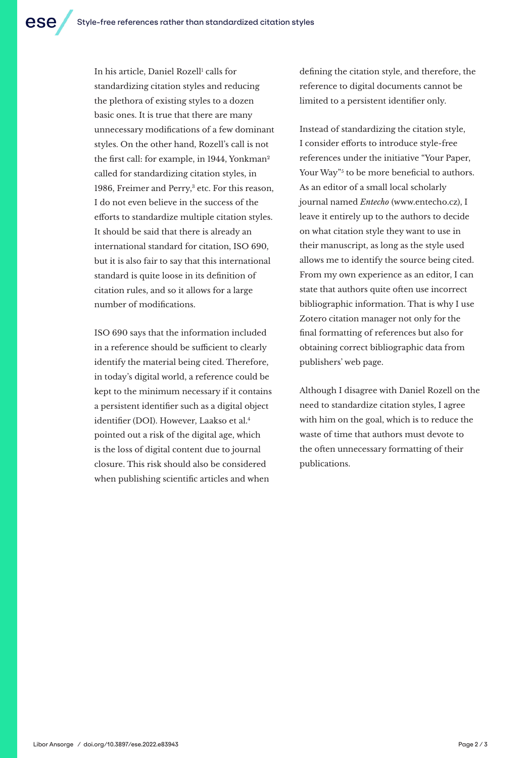In his article, Daniel Rozell[1] calls for standardizing citation styles and reducing the plethora of existing styles to a dozen basic ones. It is true that there are many unnecessary modifications of a few dominant styles. On the other hand, Rozell's call is not the first call: for example, in 1944, Yonkman[2] called for standardizing citation styles, in 1986, Freimer and Perry,[3] etc. For this reason, I do not even believe in the success of the efforts to standardize multiple citation styles. It should be said that there is already an international standard for citation, ISO 690, but it is also fair to say that this international standard is quite loose in its definition of citation rules, and so it allows for a large number of modifications.

ISO 690 says that the information included in a reference should be sufficient to clearly identify the material being cited. Therefore, in today's digital world, a reference could be kept to the minimum necessary if it contains a persistent identifier such as a digital object identifier (DOI). However, Laakso et al.[4] pointed out a risk of the digital age, which is the loss of digital content due to journal closure. This risk should also be considered when publishing scientific articles and when defining the citation style, and therefore, the reference to digital documents cannot be limited to a persistent identifier only.

Instead of standardizing the citation style, I consider efforts to introduce style-free references under the initiative "Your Paper, Your Way"[5] to be more beneficial to authors. As an editor of a small local scholarly journal named *Entecho* (www.entecho.cz), I leave it entirely up to the authors to decide on what citation style they want to use in their manuscript, as long as the style used allows me to identify the source being cited. From my own experience as an editor, I can state that authors quite often use incorrect bibliographic information. That is why I use Zotero citation manager not only for the final formatting of references but also for obtaining correct bibliographic data from publishers' web page.

Although I disagree with Daniel Rozell on the need to standardize citation styles, I agree with him on the goal, which is to reduce the waste of time that authors must devote to the often unnecessary formatting of their publications.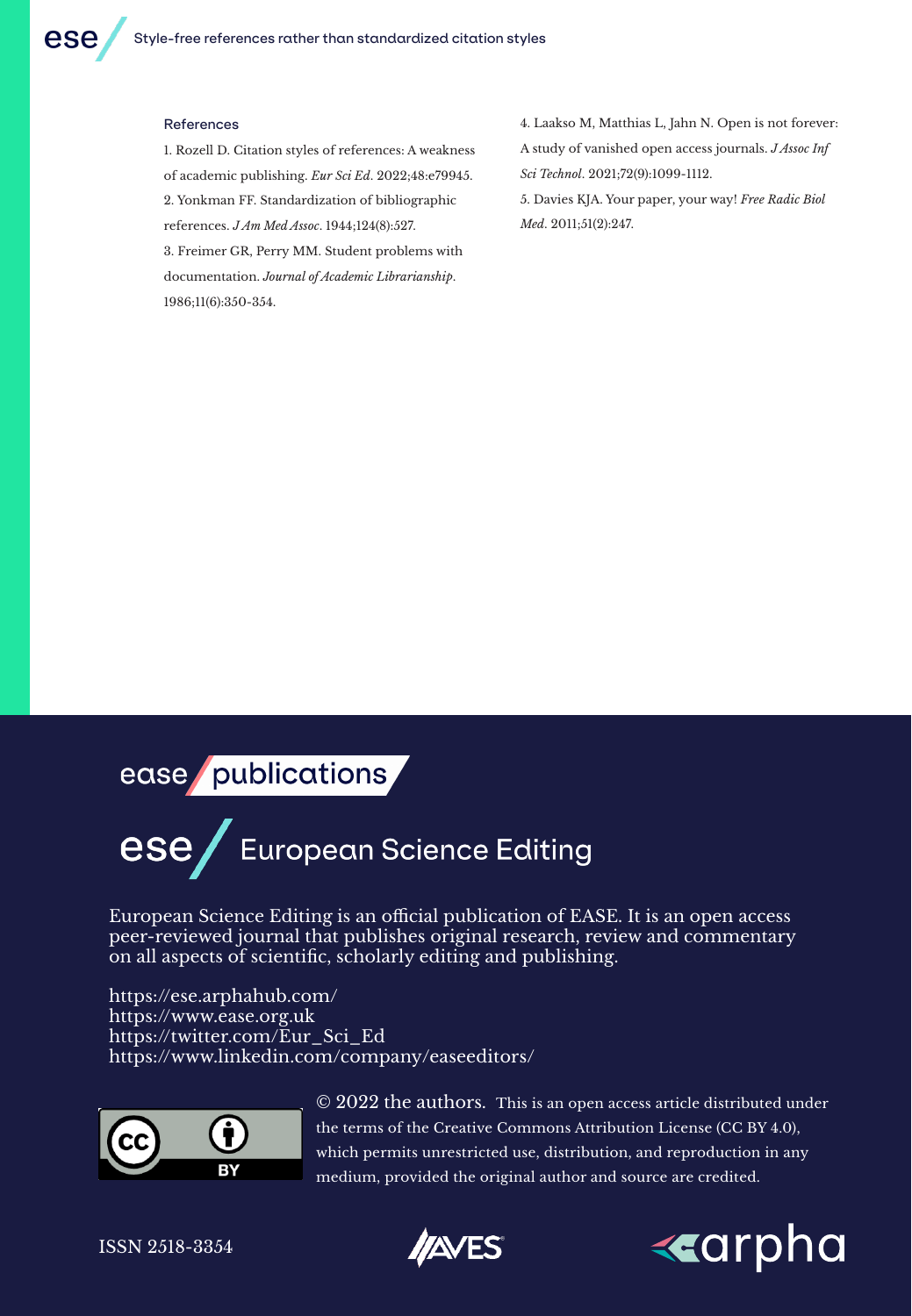## References

1. Rozell D. Citation styles of references: A weakness of academic publishing. *Eur Sci Ed*. 2022;48:e79945.
2. Yonkman FF. Standardization of bibliographic references. *J Am Med Assoc*. 1944;124(8):527.
3. Freimer GR, Perry MM. Student problems with documentation. *Journal of Academic Librarianship*. 1986;11(6):350-354.
4. Laakso M, Matthias L, Jahn N. Open is not forever: A study of vanished open access journals. *J Assoc Inf Sci Technol*. 2021;72(9):1099-1112.
5. Davies KJA. Your paper, your way! *Free Radic Biol Med*. 2011;51(2):247.

ease publications

ese European Science Editing

European Science Editing is an official publication of EASE. It is an open access peer-reviewed journal that publishes original research, review and commentary on all aspects of scientific, scholarly editing and publishing.

https://ese.arphahub.com/
https://www.ease.org.uk
https://twitter.com/Eur_Sci_Ed
https://www.linkedin.com/company/easeeditors/

© 2022 the authors. This is an open access article distributed under the terms of the Creative Commons Attribution License (CC BY 4.0), which permits unrestricted use, distribution, and reproduction in any medium, provided the original author and source are credited.

ISSN 2518-3354